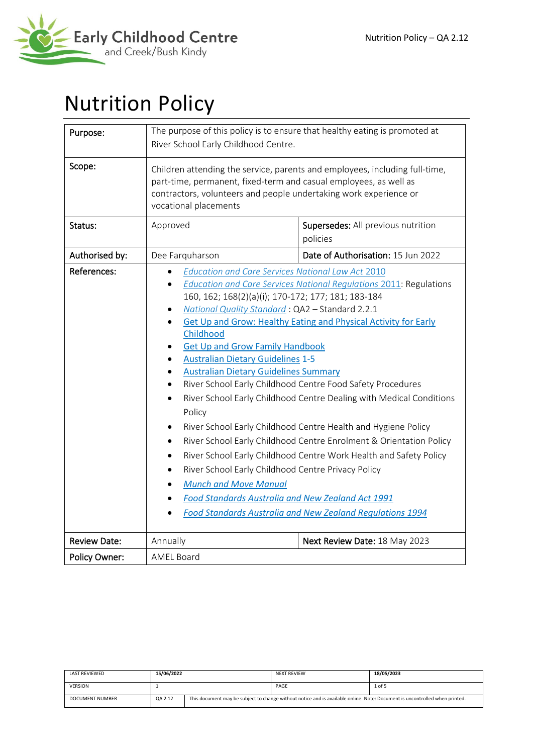# Nutrition Policy

| Purpose: | The purpose of this policy is to ensure that healthy eating is promoted at River School Early Childhood Centre. | |
|---|---|---|
| Scope: | Children attending the service, parents and employees, including full-time, part-time, permanent, fixed-term and casual employees, as well as contractors, volunteers and people undertaking work experience or vocational placements | |
| Status: | Approved | **Supersedes:** All previous nutrition policies |
| Authorised by: | Dee Farquharson | **Date of Authorisation:** 15 Jun 2022 |
| References: | • *Education and Care Services National Law Act 2010*<br>• *Education and Care Services National Regulations* 2011: Regulations 160, 162; 168(2)(a)(i); 170-172; 177; 181; 183-184<br>• *National Quality Standard* : QA2 – Standard 2.2.1<br>• Get Up and Grow: Healthy Eating and Physical Activity for Early Childhood<br>• Get Up and Grow Family Handbook<br>• Australian Dietary Guidelines 1-5<br>• Australian Dietary Guidelines Summary<br>• River School Early Childhood Centre Food Safety Procedures<br>• River School Early Childhood Centre Dealing with Medical Conditions Policy<br>• River School Early Childhood Centre Health and Hygiene Policy<br>• River School Early Childhood Centre Enrolment & Orientation Policy<br>• River School Early Childhood Centre Work Health and Safety Policy<br>• River School Early Childhood Centre Privacy Policy<br>• *Munch and Move Manual*<br>• *Food Standards Australia and New Zealand Act 1991*<br>• *Food Standards Australia and New Zealand Regulations 1994* | |
| Review Date: | Annually | **Next Review Date:** 18 May 2023 |
| Policy Owner: | AMEL Board | |

| LAST REVIEWED | 15/06/2022 | | NEXT REVIEW | 18/05/2023 |
|---|---|---|---|---|
| VERSION | 1 | | PAGE | 1 of 5 |
| DOCUMENT NUMBER | QA 2.12 | This document may be subject to change without notice and is available online. Note: Document is uncontrolled when printed. | | |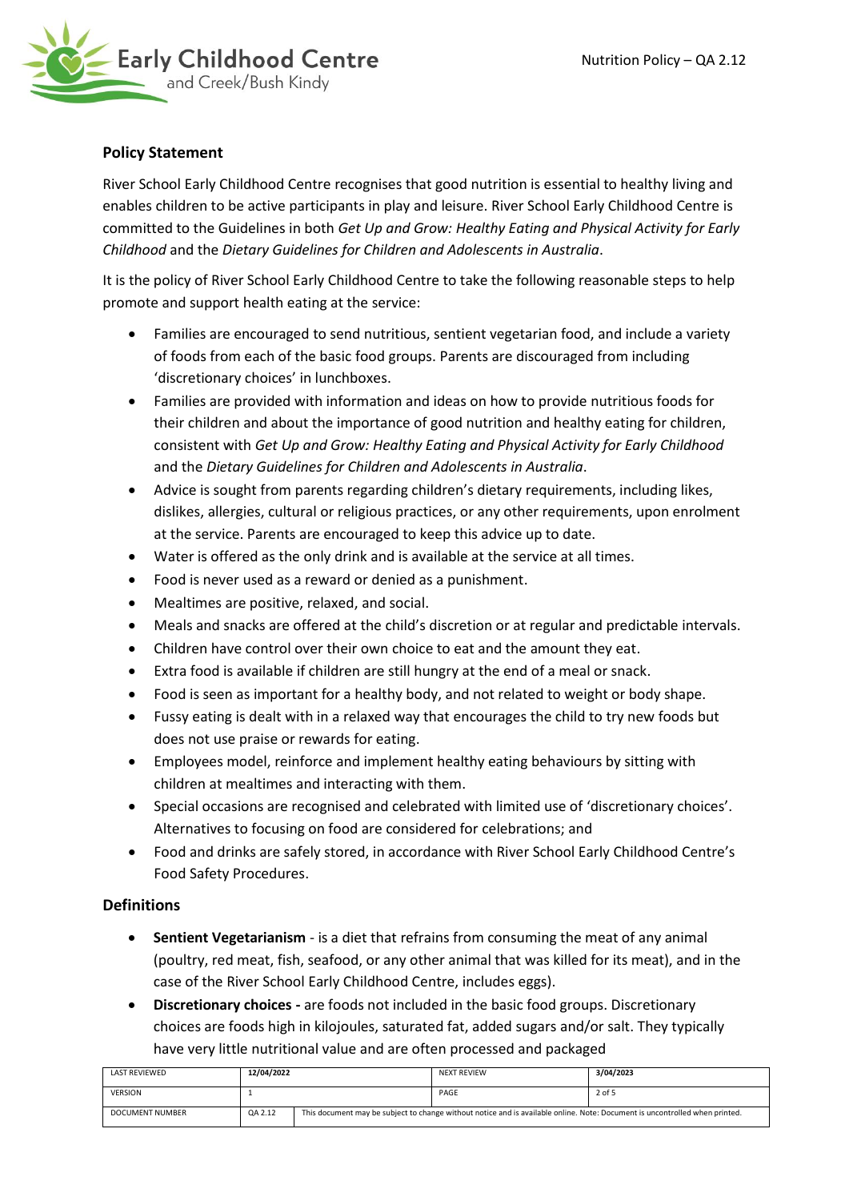## Policy Statement

River School Early Childhood Centre recognises that good nutrition is essential to healthy living and enables children to be active participants in play and leisure. River School Early Childhood Centre is committed to the Guidelines in both *Get Up and Grow: Healthy Eating and Physical Activity for Early Childhood* and the *Dietary Guidelines for Children and Adolescents in Australia*.

It is the policy of River School Early Childhood Centre to take the following reasonable steps to help promote and support health eating at the service:

- Families are encouraged to send nutritious, sentient vegetarian food, and include a variety of foods from each of the basic food groups. Parents are discouraged from including 'discretionary choices' in lunchboxes.
- Families are provided with information and ideas on how to provide nutritious foods for their children and about the importance of good nutrition and healthy eating for children, consistent with *Get Up and Grow: Healthy Eating and Physical Activity for Early Childhood* and the *Dietary Guidelines for Children and Adolescents in Australia*.
- Advice is sought from parents regarding children's dietary requirements, including likes, dislikes, allergies, cultural or religious practices, or any other requirements, upon enrolment at the service. Parents are encouraged to keep this advice up to date.
- Water is offered as the only drink and is available at the service at all times.
- Food is never used as a reward or denied as a punishment.
- Mealtimes are positive, relaxed, and social.
- Meals and snacks are offered at the child's discretion or at regular and predictable intervals.
- Children have control over their own choice to eat and the amount they eat.
- Extra food is available if children are still hungry at the end of a meal or snack.
- Food is seen as important for a healthy body, and not related to weight or body shape.
- Fussy eating is dealt with in a relaxed way that encourages the child to try new foods but does not use praise or rewards for eating.
- Employees model, reinforce and implement healthy eating behaviours by sitting with children at mealtimes and interacting with them.
- Special occasions are recognised and celebrated with limited use of 'discretionary choices'. Alternatives to focusing on food are considered for celebrations; and
- Food and drinks are safely stored, in accordance with River School Early Childhood Centre's Food Safety Procedures.

## Definitions

- **Sentient Vegetarianism** - is a diet that refrains from consuming the meat of any animal (poultry, red meat, fish, seafood, or any other animal that was killed for its meat), and in the case of the River School Early Childhood Centre, includes eggs).
- **Discretionary choices -** are foods not included in the basic food groups. Discretionary choices are foods high in kilojoules, saturated fat, added sugars and/or salt. They typically have very little nutritional value and are often processed and packaged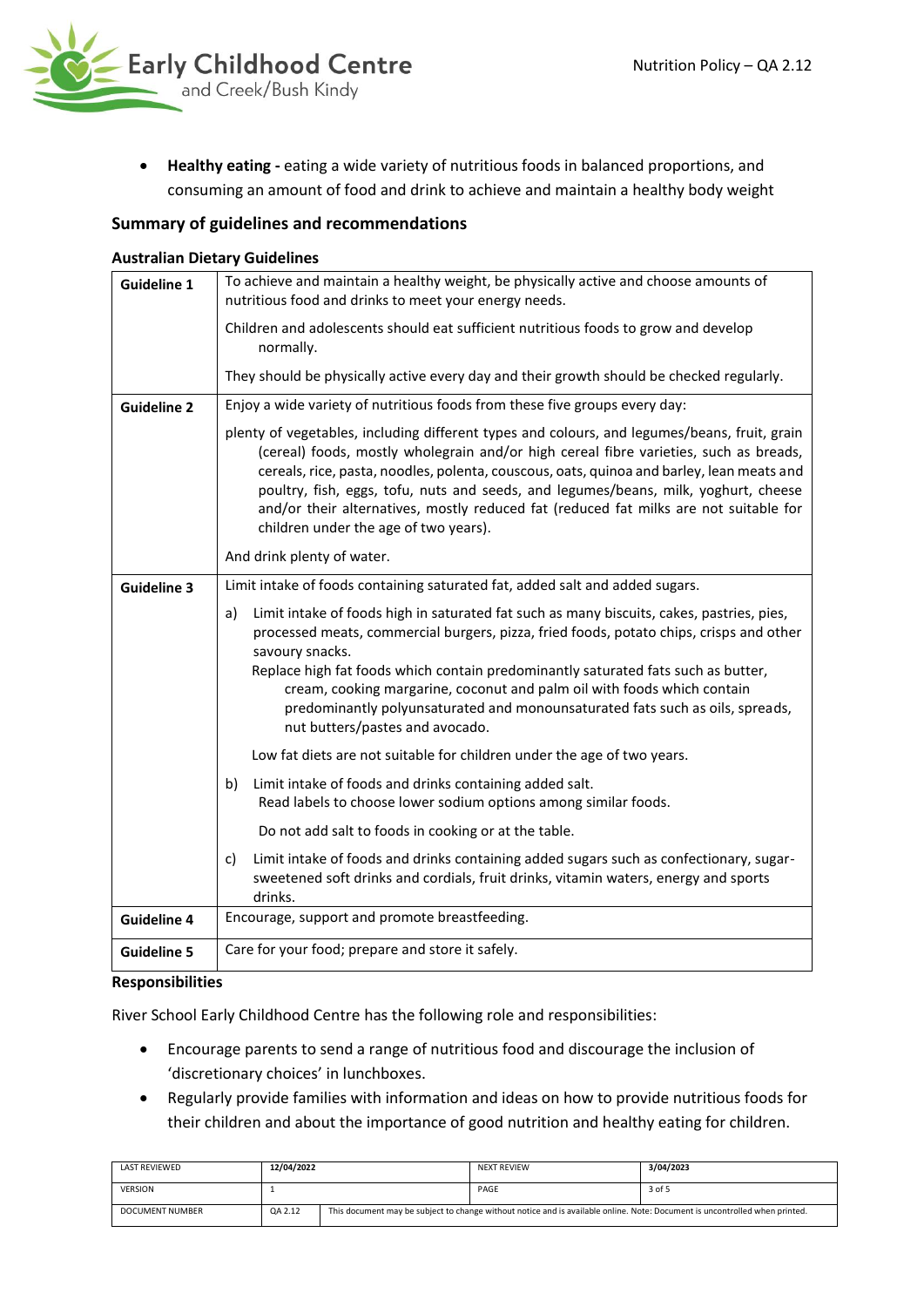- **Healthy eating -** eating a wide variety of nutritious foods in balanced proportions, and consuming an amount of food and drink to achieve and maintain a healthy body weight

## Summary of guidelines and recommendations

### Australian Dietary Guidelines

| | |
|---|---|
| **Guideline 1** | To achieve and maintain a healthy weight, be physically active and choose amounts of nutritious food and drinks to meet your energy needs.<br><br>Children and adolescents should eat sufficient nutritious foods to grow and develop normally.<br><br>They should be physically active every day and their growth should be checked regularly. |
| **Guideline 2** | Enjoy a wide variety of nutritious foods from these five groups every day:<br><br>plenty of vegetables, including different types and colours, and legumes/beans, fruit, grain (cereal) foods, mostly wholegrain and/or high cereal fibre varieties, such as breads, cereals, rice, pasta, noodles, polenta, couscous, oats, quinoa and barley, lean meats and poultry, fish, eggs, tofu, nuts and seeds, and legumes/beans, milk, yoghurt, cheese and/or their alternatives, mostly reduced fat (reduced fat milks are not suitable for children under the age of two years).<br><br>And drink plenty of water. |
| **Guideline 3** | Limit intake of foods containing saturated fat, added salt and added sugars.<br><br>a) Limit intake of foods high in saturated fat such as many biscuits, cakes, pastries, pies, processed meats, commercial burgers, pizza, fried foods, potato chips, crisps and other savoury snacks.<br>Replace high fat foods which contain predominantly saturated fats such as butter, cream, cooking margarine, coconut and palm oil with foods which contain predominantly polyunsaturated and monounsaturated fats such as oils, spreads, nut butters/pastes and avocado.<br><br>Low fat diets are not suitable for children under the age of two years.<br><br>b) Limit intake of foods and drinks containing added salt.<br>Read labels to choose lower sodium options among similar foods.<br><br>Do not add salt to foods in cooking or at the table.<br><br>c) Limit intake of foods and drinks containing added sugars such as confectionary, sugar-sweetened soft drinks and cordials, fruit drinks, vitamin waters, energy and sports drinks. |
| **Guideline 4** | Encourage, support and promote breastfeeding. |
| **Guideline 5** | Care for your food; prepare and store it safely. |

### Responsibilities

River School Early Childhood Centre has the following role and responsibilities:

- Encourage parents to send a range of nutritious food and discourage the inclusion of 'discretionary choices' in lunchboxes.
- Regularly provide families with information and ideas on how to provide nutritious foods for their children and about the importance of good nutrition and healthy eating for children.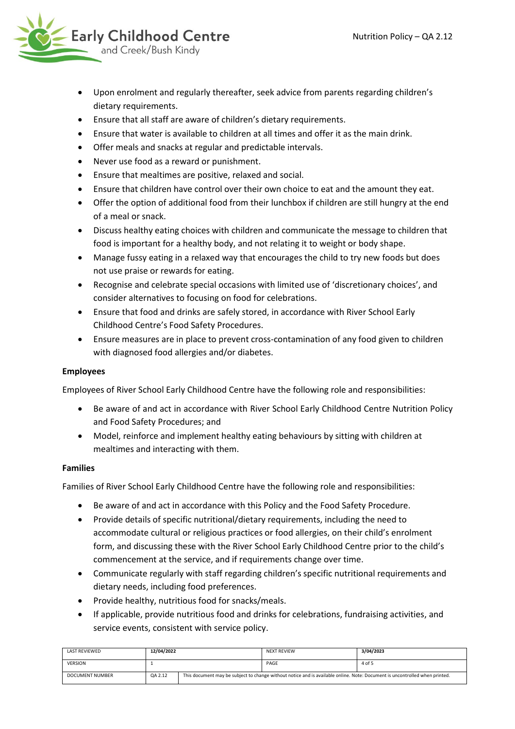- Upon enrolment and regularly thereafter, seek advice from parents regarding children's dietary requirements.
- Ensure that all staff are aware of children's dietary requirements.
- Ensure that water is available to children at all times and offer it as the main drink.
- Offer meals and snacks at regular and predictable intervals.
- Never use food as a reward or punishment.
- Ensure that mealtimes are positive, relaxed and social.
- Ensure that children have control over their own choice to eat and the amount they eat.
- Offer the option of additional food from their lunchbox if children are still hungry at the end of a meal or snack.
- Discuss healthy eating choices with children and communicate the message to children that food is important for a healthy body, and not relating it to weight or body shape.
- Manage fussy eating in a relaxed way that encourages the child to try new foods but does not use praise or rewards for eating.
- Recognise and celebrate special occasions with limited use of 'discretionary choices', and consider alternatives to focusing on food for celebrations.
- Ensure that food and drinks are safely stored, in accordance with River School Early Childhood Centre's Food Safety Procedures.
- Ensure measures are in place to prevent cross-contamination of any food given to children with diagnosed food allergies and/or diabetes.

**Employees**

Employees of River School Early Childhood Centre have the following role and responsibilities:

- Be aware of and act in accordance with River School Early Childhood Centre Nutrition Policy and Food Safety Procedures; and
- Model, reinforce and implement healthy eating behaviours by sitting with children at mealtimes and interacting with them.

**Families**

Families of River School Early Childhood Centre have the following role and responsibilities:

- Be aware of and act in accordance with this Policy and the Food Safety Procedure.
- Provide details of specific nutritional/dietary requirements, including the need to accommodate cultural or religious practices or food allergies, on their child's enrolment form, and discussing these with the River School Early Childhood Centre prior to the child's commencement at the service, and if requirements change over time.
- Communicate regularly with staff regarding children's specific nutritional requirements and dietary needs, including food preferences.
- Provide healthy, nutritious food for snacks/meals.
- If applicable, provide nutritious food and drinks for celebrations, fundraising activities, and service events, consistent with service policy.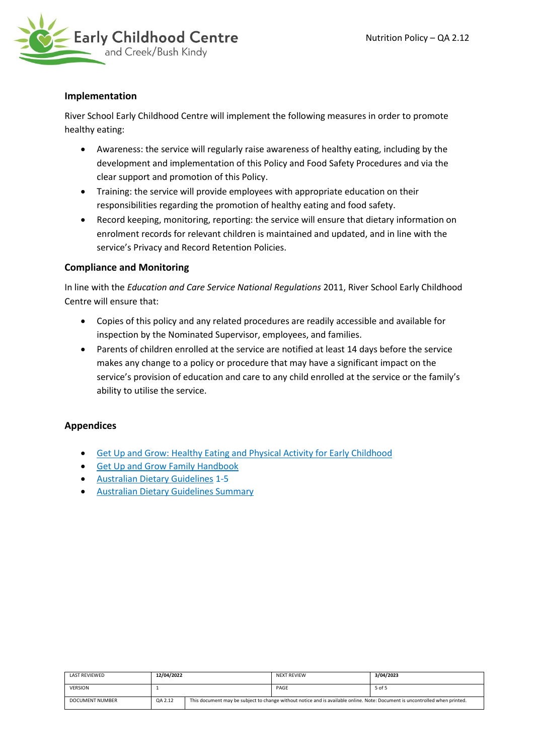## Implementation

River School Early Childhood Centre will implement the following measures in order to promote healthy eating:

- Awareness: the service will regularly raise awareness of healthy eating, including by the development and implementation of this Policy and Food Safety Procedures and via the clear support and promotion of this Policy.
- Training: the service will provide employees with appropriate education on their responsibilities regarding the promotion of healthy eating and food safety.
- Record keeping, monitoring, reporting: the service will ensure that dietary information on enrolment records for relevant children is maintained and updated, and in line with the service's Privacy and Record Retention Policies.

## Compliance and Monitoring

In line with the *Education and Care Service National Regulations* 2011, River School Early Childhood Centre will ensure that:

- Copies of this policy and any related procedures are readily accessible and available for inspection by the Nominated Supervisor, employees, and families.
- Parents of children enrolled at the service are notified at least 14 days before the service makes any change to a policy or procedure that may have a significant impact on the service's provision of education and care to any child enrolled at the service or the family's ability to utilise the service.

## Appendices

- Get Up and Grow: Healthy Eating and Physical Activity for Early Childhood
- Get Up and Grow Family Handbook
- Australian Dietary Guidelines 1-5
- Australian Dietary Guidelines Summary

| | | | |
|---|---|---|---|
| LAST REVIEWED | 12/04/2022 | NEXT REVIEW | 3/04/2023 |
| VERSION | 1 | PAGE | 5 of 5 |
| DOCUMENT NUMBER | QA 2.12 | This document may be subject to change without notice and is available online. Note: Document is uncontrolled when printed. | |